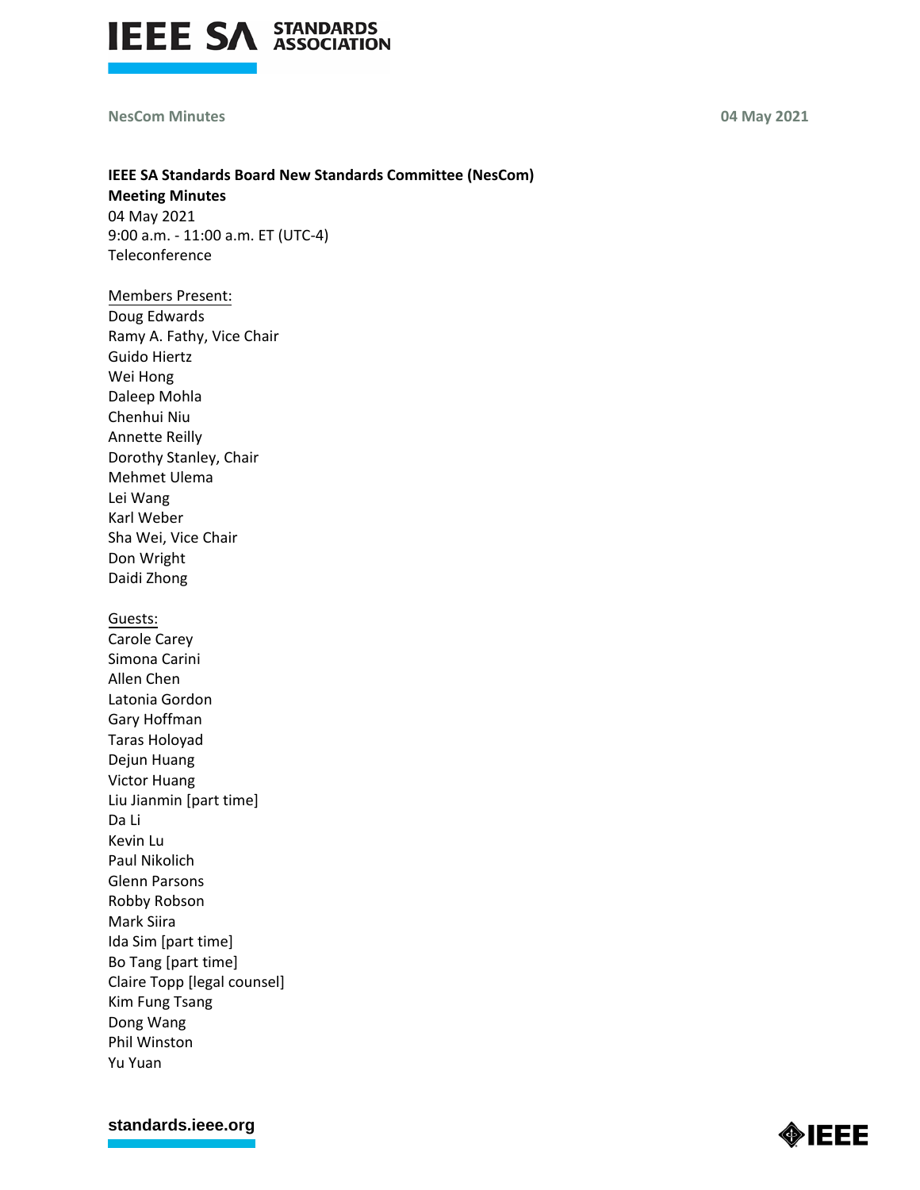**IEEE SA Standards Board New Standards Committee (NesCom)**
**Meeting Minutes**
04 May 2021
9:00 a.m. - 11:00 a.m. ET (UTC-4)
Teleconference

Members Present:
Doug Edwards
Ramy A. Fathy, Vice Chair
Guido Hiertz
Wei Hong
Daleep Mohla
Chenhui Niu
Annette Reilly
Dorothy Stanley, Chair
Mehmet Ulema
Lei Wang
Karl Weber
Sha Wei, Vice Chair
Don Wright
Daidi Zhong

Guests:
Carole Carey
Simona Carini
Allen Chen
Latonia Gordon
Gary Hoffman
Taras Holoyad
Dejun Huang
Victor Huang
Liu Jianmin [part time]
Da Li
Kevin Lu
Paul Nikolich
Glenn Parsons
Robby Robson
Mark Siira
Ida Sim [part time]
Bo Tang [part time]
Claire Topp [legal counsel]
Kim Fung Tsang
Dong Wang
Phil Winston
Yu Yuan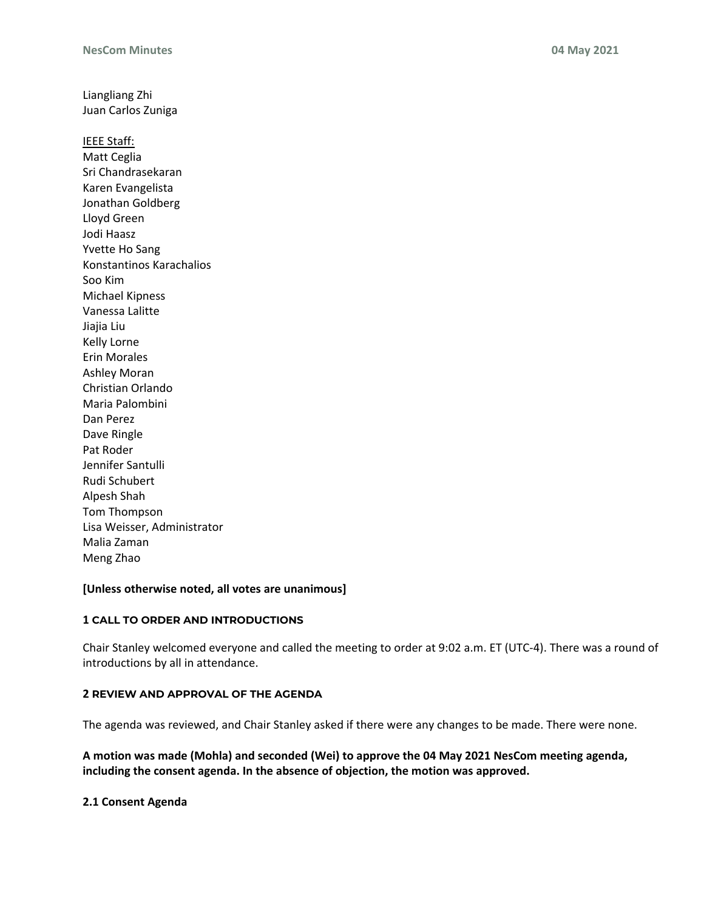Liangliang Zhi
Juan Carlos Zuniga

IEEE Staff:
Matt Ceglia
Sri Chandrasekaran
Karen Evangelista
Jonathan Goldberg
Lloyd Green
Jodi Haasz
Yvette Ho Sang
Konstantinos Karachalios
Soo Kim
Michael Kipness
Vanessa Lalitte
Jiajia Liu
Kelly Lorne
Erin Morales
Ashley Moran
Christian Orlando
Maria Palombini
Dan Perez
Dave Ringle
Pat Roder
Jennifer Santulli
Rudi Schubert
Alpesh Shah
Tom Thompson
Lisa Weisser, Administrator
Malia Zaman
Meng Zhao

**[Unless otherwise noted, all votes are unanimous]**

### 1 CALL TO ORDER AND INTRODUCTIONS

Chair Stanley welcomed everyone and called the meeting to order at 9:02 a.m. ET (UTC-4). There was a round of introductions by all in attendance.

### 2 REVIEW AND APPROVAL OF THE AGENDA

The agenda was reviewed, and Chair Stanley asked if there were any changes to be made. There were none.

**A motion was made (Mohla) and seconded (Wei) to approve the 04 May 2021 NesCom meeting agenda, including the consent agenda. In the absence of objection, the motion was approved.**

#### 2.1 Consent Agenda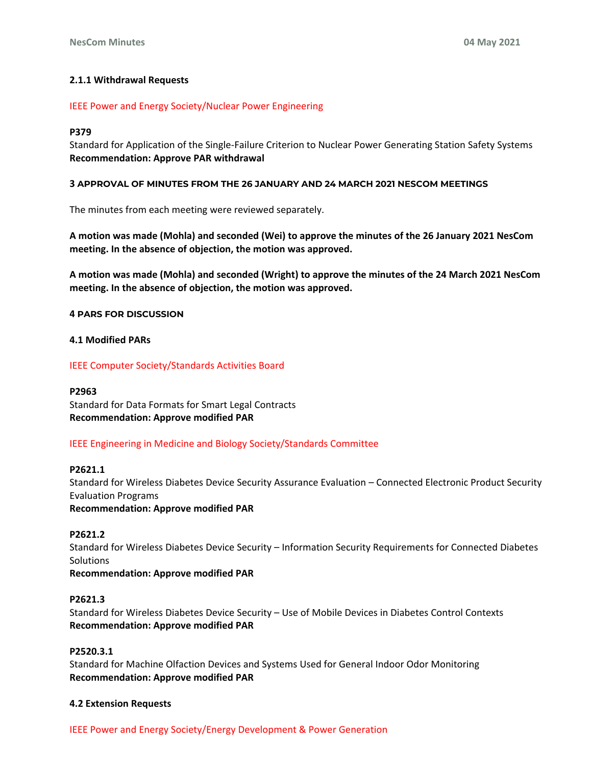### 2.1.1 Withdrawal Requests

IEEE Power and Energy Society/Nuclear Power Engineering

**P379**
Standard for Application of the Single-Failure Criterion to Nuclear Power Generating Station Safety Systems
**Recommendation: Approve PAR withdrawal**

## 3 APPROVAL OF MINUTES FROM THE 26 JANUARY AND 24 MARCH 2021 NESCOM MEETINGS

The minutes from each meeting were reviewed separately.

**A motion was made (Mohla) and seconded (Wei) to approve the minutes of the 26 January 2021 NesCom meeting. In the absence of objection, the motion was approved.**

**A motion was made (Mohla) and seconded (Wright) to approve the minutes of the 24 March 2021 NesCom meeting. In the absence of objection, the motion was approved.**

## 4 PARS FOR DISCUSSION

### 4.1 Modified PARs

IEEE Computer Society/Standards Activities Board

**P2963**
Standard for Data Formats for Smart Legal Contracts
**Recommendation: Approve modified PAR**

IEEE Engineering in Medicine and Biology Society/Standards Committee

**P2621.1**
Standard for Wireless Diabetes Device Security Assurance Evaluation – Connected Electronic Product Security Evaluation Programs
**Recommendation: Approve modified PAR**

**P2621.2**
Standard for Wireless Diabetes Device Security – Information Security Requirements for Connected Diabetes Solutions
**Recommendation: Approve modified PAR**

**P2621.3**
Standard for Wireless Diabetes Device Security – Use of Mobile Devices in Diabetes Control Contexts
**Recommendation: Approve modified PAR**

**P2520.3.1**
Standard for Machine Olfaction Devices and Systems Used for General Indoor Odor Monitoring
**Recommendation: Approve modified PAR**

### 4.2 Extension Requests

IEEE Power and Energy Society/Energy Development & Power Generation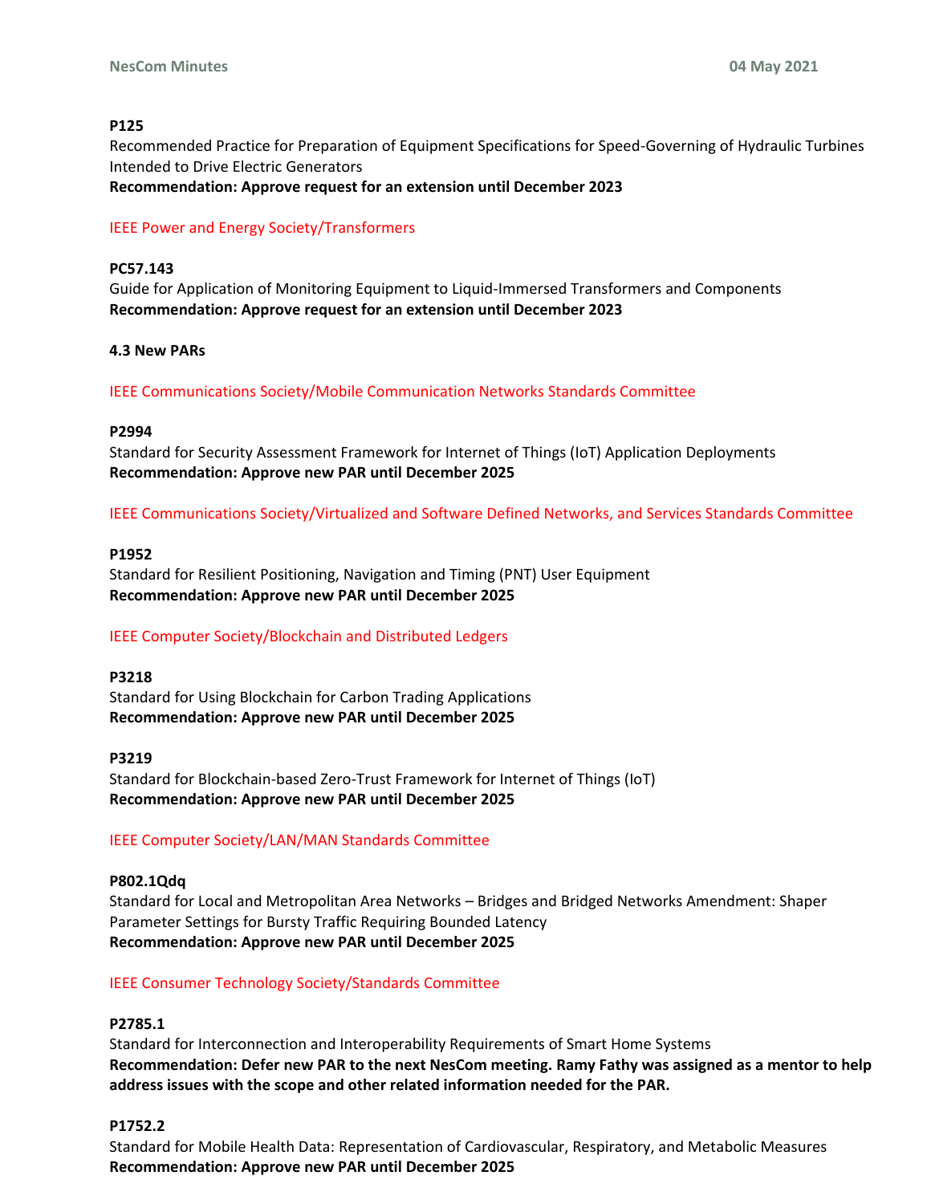**P125**
Recommended Practice for Preparation of Equipment Specifications for Speed-Governing of Hydraulic Turbines Intended to Drive Electric Generators
**Recommendation: Approve request for an extension until December 2023**

IEEE Power and Energy Society/Transformers

**PC57.143**
Guide for Application of Monitoring Equipment to Liquid-Immersed Transformers and Components
**Recommendation: Approve request for an extension until December 2023**

**4.3 New PARs**

IEEE Communications Society/Mobile Communication Networks Standards Committee

**P2994**
Standard for Security Assessment Framework for Internet of Things (IoT) Application Deployments
**Recommendation: Approve new PAR until December 2025**

IEEE Communications Society/Virtualized and Software Defined Networks, and Services Standards Committee

**P1952**
Standard for Resilient Positioning, Navigation and Timing (PNT) User Equipment
**Recommendation: Approve new PAR until December 2025**

IEEE Computer Society/Blockchain and Distributed Ledgers

**P3218**
Standard for Using Blockchain for Carbon Trading Applications
**Recommendation: Approve new PAR until December 2025**

**P3219**
Standard for Blockchain-based Zero-Trust Framework for Internet of Things (IoT)
**Recommendation: Approve new PAR until December 2025**

IEEE Computer Society/LAN/MAN Standards Committee

**P802.1Qdq**
Standard for Local and Metropolitan Area Networks – Bridges and Bridged Networks Amendment: Shaper Parameter Settings for Bursty Traffic Requiring Bounded Latency
**Recommendation: Approve new PAR until December 2025**

IEEE Consumer Technology Society/Standards Committee

**P2785.1**
Standard for Interconnection and Interoperability Requirements of Smart Home Systems
**Recommendation: Defer new PAR to the next NesCom meeting. Ramy Fathy was assigned as a mentor to help address issues with the scope and other related information needed for the PAR.**

**P1752.2**
Standard for Mobile Health Data: Representation of Cardiovascular, Respiratory, and Metabolic Measures
**Recommendation: Approve new PAR until December 2025**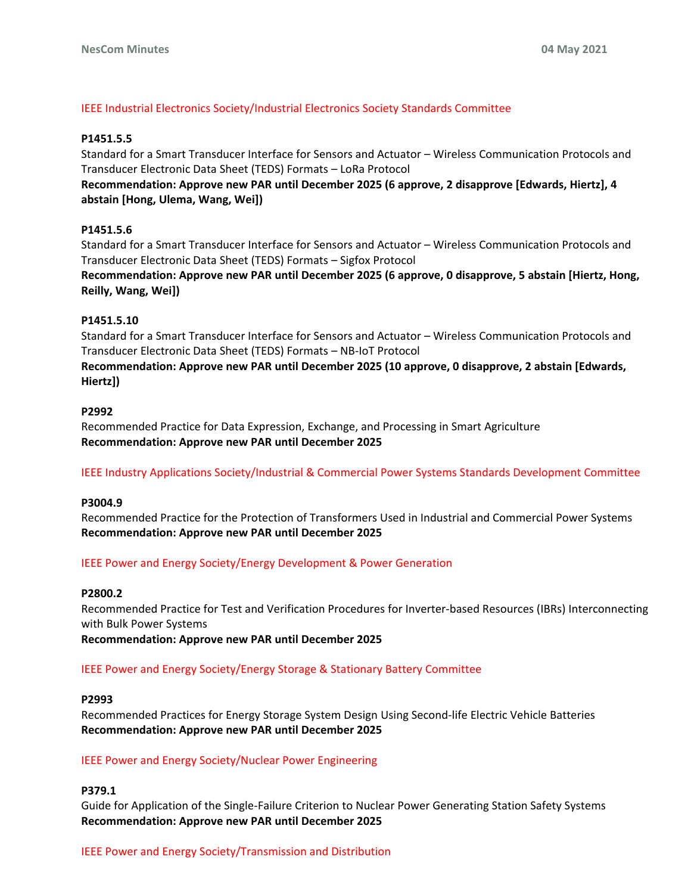### IEEE Industrial Electronics Society/Industrial Electronics Society Standards Committee

**P1451.5.5**
Standard for a Smart Transducer Interface for Sensors and Actuator – Wireless Communication Protocols and Transducer Electronic Data Sheet (TEDS) Formats – LoRa Protocol
**Recommendation: Approve new PAR until December 2025 (6 approve, 2 disapprove [Edwards, Hiertz], 4 abstain [Hong, Ulema, Wang, Wei])**

**P1451.5.6**
Standard for a Smart Transducer Interface for Sensors and Actuator – Wireless Communication Protocols and Transducer Electronic Data Sheet (TEDS) Formats – Sigfox Protocol
**Recommendation: Approve new PAR until December 2025 (6 approve, 0 disapprove, 5 abstain [Hiertz, Hong, Reilly, Wang, Wei])**

**P1451.5.10**
Standard for a Smart Transducer Interface for Sensors and Actuator – Wireless Communication Protocols and Transducer Electronic Data Sheet (TEDS) Formats – NB-IoT Protocol
**Recommendation: Approve new PAR until December 2025 (10 approve, 0 disapprove, 2 abstain [Edwards, Hiertz])**

**P2992**
Recommended Practice for Data Expression, Exchange, and Processing in Smart Agriculture
**Recommendation: Approve new PAR until December 2025**

### IEEE Industry Applications Society/Industrial & Commercial Power Systems Standards Development Committee

**P3004.9**
Recommended Practice for the Protection of Transformers Used in Industrial and Commercial Power Systems
**Recommendation: Approve new PAR until December 2025**

### IEEE Power and Energy Society/Energy Development & Power Generation

**P2800.2**
Recommended Practice for Test and Verification Procedures for Inverter-based Resources (IBRs) Interconnecting with Bulk Power Systems
**Recommendation: Approve new PAR until December 2025**

### IEEE Power and Energy Society/Energy Storage & Stationary Battery Committee

**P2993**
Recommended Practices for Energy Storage System Design Using Second-life Electric Vehicle Batteries
**Recommendation: Approve new PAR until December 2025**

### IEEE Power and Energy Society/Nuclear Power Engineering

**P379.1**
Guide for Application of the Single-Failure Criterion to Nuclear Power Generating Station Safety Systems
**Recommendation: Approve new PAR until December 2025**

### IEEE Power and Energy Society/Transmission and Distribution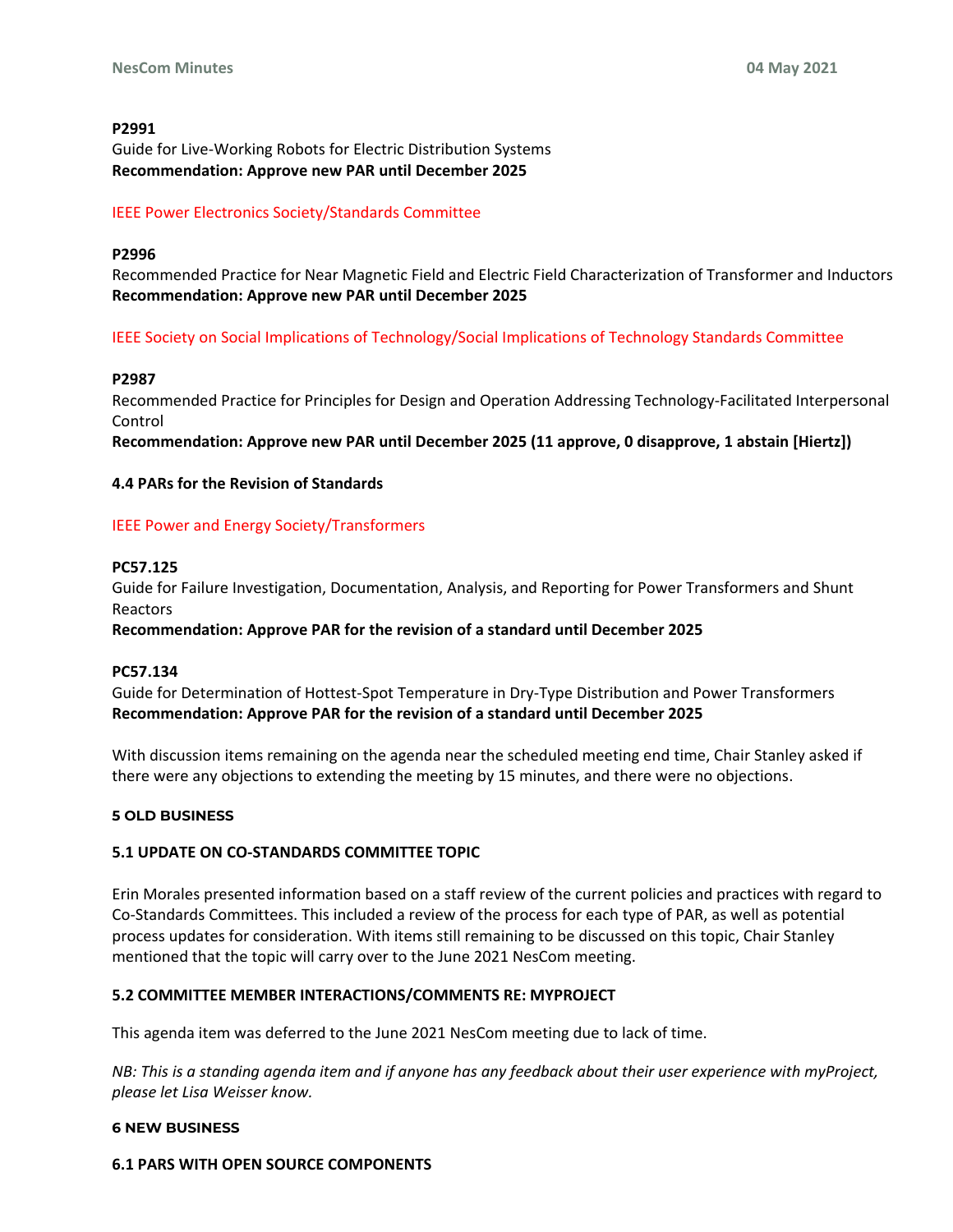**P2991**
Guide for Live-Working Robots for Electric Distribution Systems
**Recommendation: Approve new PAR until December 2025**

IEEE Power Electronics Society/Standards Committee

**P2996**
Recommended Practice for Near Magnetic Field and Electric Field Characterization of Transformer and Inductors
**Recommendation: Approve new PAR until December 2025**

IEEE Society on Social Implications of Technology/Social Implications of Technology Standards Committee

**P2987**
Recommended Practice for Principles for Design and Operation Addressing Technology-Facilitated Interpersonal Control
**Recommendation: Approve new PAR until December 2025 (11 approve, 0 disapprove, 1 abstain [Hiertz])**

**4.4 PARs for the Revision of Standards**

IEEE Power and Energy Society/Transformers

**PC57.125**
Guide for Failure Investigation, Documentation, Analysis, and Reporting for Power Transformers and Shunt Reactors
**Recommendation: Approve PAR for the revision of a standard until December 2025**

**PC57.134**
Guide for Determination of Hottest-Spot Temperature in Dry-Type Distribution and Power Transformers
**Recommendation: Approve PAR for the revision of a standard until December 2025**

With discussion items remaining on the agenda near the scheduled meeting end time, Chair Stanley asked if there were any objections to extending the meeting by 15 minutes, and there were no objections.

## 5 OLD BUSINESS

### 5.1 UPDATE ON CO-STANDARDS COMMITTEE TOPIC

Erin Morales presented information based on a staff review of the current policies and practices with regard to Co-Standards Committees. This included a review of the process for each type of PAR, as well as potential process updates for consideration. With items still remaining to be discussed on this topic, Chair Stanley mentioned that the topic will carry over to the June 2021 NesCom meeting.

### 5.2 COMMITTEE MEMBER INTERACTIONS/COMMENTS RE: MYPROJECT

This agenda item was deferred to the June 2021 NesCom meeting due to lack of time.

*NB: This is a standing agenda item and if anyone has any feedback about their user experience with myProject, please let Lisa Weisser know.*

## 6 NEW BUSINESS

### 6.1 PARS WITH OPEN SOURCE COMPONENTS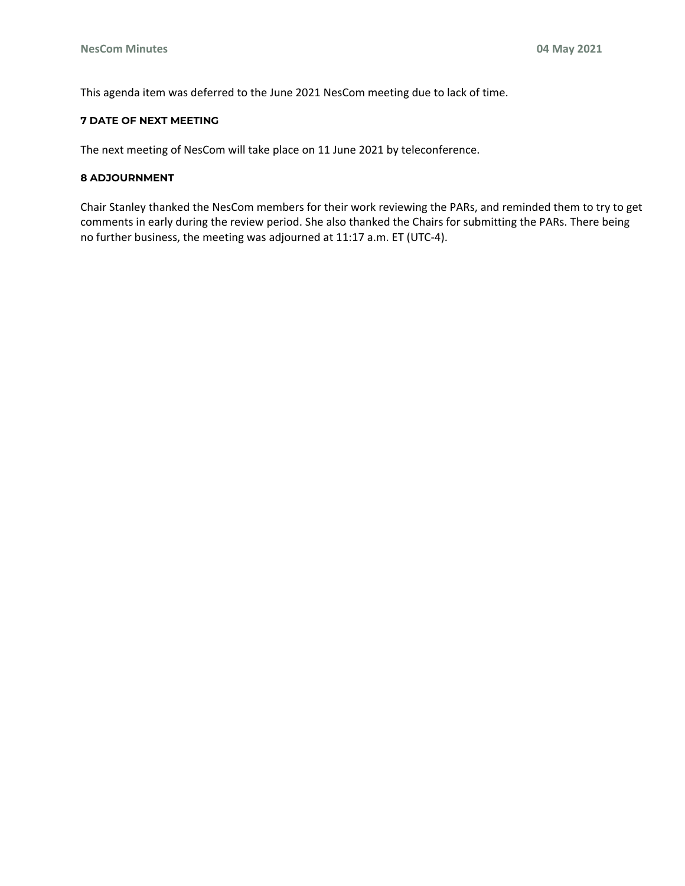This agenda item was deferred to the June 2021 NesCom meeting due to lack of time.

### 7 DATE OF NEXT MEETING

The next meeting of NesCom will take place on 11 June 2021 by teleconference.

### 8 ADJOURNMENT

Chair Stanley thanked the NesCom members for their work reviewing the PARs, and reminded them to try to get comments in early during the review period. She also thanked the Chairs for submitting the PARs. There being no further business, the meeting was adjourned at 11:17 a.m. ET (UTC-4).